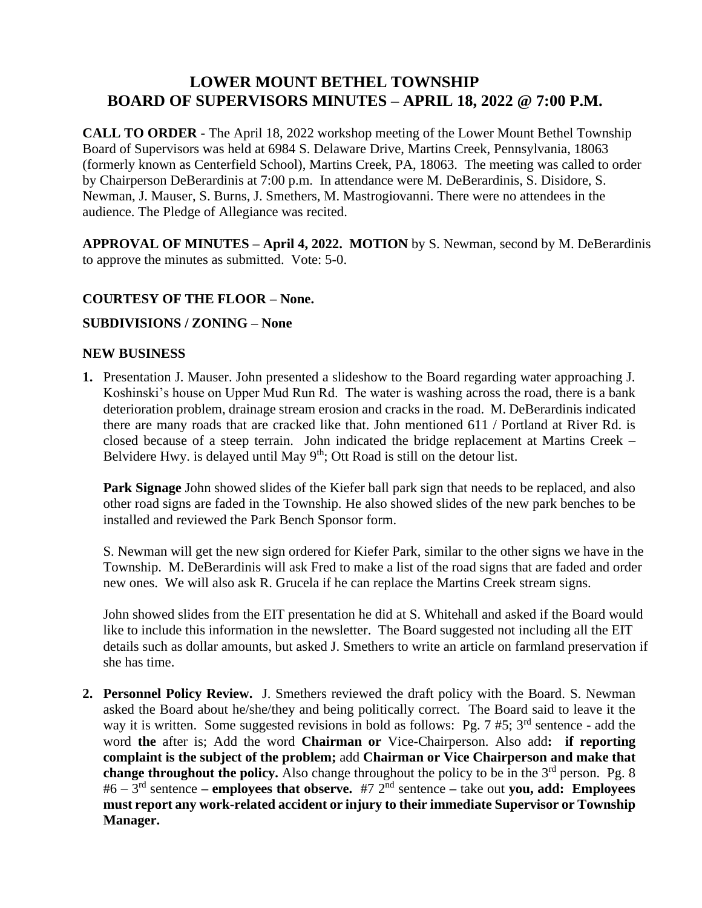# LOWER MOUNT BETHEL TOWNSHIP
# BOARD OF SUPERVISORS MINUTES – APRIL 18, 2022 @ 7:00 P.M.

**CALL TO ORDER** - The April 18, 2022 workshop meeting of the Lower Mount Bethel Township Board of Supervisors was held at 6984 S. Delaware Drive, Martins Creek, Pennsylvania, 18063 (formerly known as Centerfield School), Martins Creek, PA, 18063. The meeting was called to order by Chairperson DeBerardinis at 7:00 p.m. In attendance were M. DeBerardinis, S. Disidore, S. Newman, J. Mauser, S. Burns, J. Smethers, M. Mastrogiovanni. There were no attendees in the audience. The Pledge of Allegiance was recited.

**APPROVAL OF MINUTES – April 4, 2022. MOTION** by S. Newman, second by M. DeBerardinis to approve the minutes as submitted. Vote: 5-0.

**COURTESY OF THE FLOOR – None.**

**SUBDIVISIONS / ZONING – None**

**NEW BUSINESS**

1. Presentation J. Mauser. John presented a slideshow to the Board regarding water approaching J. Koshinski's house on Upper Mud Run Rd. The water is washing across the road, there is a bank deterioration problem, drainage stream erosion and cracks in the road. M. DeBerardinis indicated there are many roads that are cracked like that. John mentioned 611 / Portland at River Rd. is closed because of a steep terrain. John indicated the bridge replacement at Martins Creek – Belvidere Hwy. is delayed until May 9th; Ott Road is still on the detour list.

   **Park Signage** John showed slides of the Kiefer ball park sign that needs to be replaced, and also other road signs are faded in the Township. He also showed slides of the new park benches to be installed and reviewed the Park Bench Sponsor form.

   S. Newman will get the new sign ordered for Kiefer Park, similar to the other signs we have in the Township. M. DeBerardinis will ask Fred to make a list of the road signs that are faded and order new ones. We will also ask R. Grucela if he can replace the Martins Creek stream signs.

   John showed slides from the EIT presentation he did at S. Whitehall and asked if the Board would like to include this information in the newsletter. The Board suggested not including all the EIT details such as dollar amounts, but asked J. Smethers to write an article on farmland preservation if she has time.

2. **Personnel Policy Review.** J. Smethers reviewed the draft policy with the Board. S. Newman asked the Board about he/she/they and being politically correct. The Board said to leave it the way it is written. Some suggested revisions in bold as follows: Pg. 7 #5; 3rd sentence - add the word **the** after is; Add the word **Chairman or** Vice-Chairperson. Also add**: if reporting complaint is the subject of the problem;** add **Chairman or Vice Chairperson and make that change throughout the policy.** Also change throughout the policy to be in the 3rd person. Pg. 8 #6 – 3rd sentence **– employees that observe.** #7 2nd sentence **–** take out **you, add: Employees must report any work-related accident or injury to their immediate Supervisor or Township Manager.**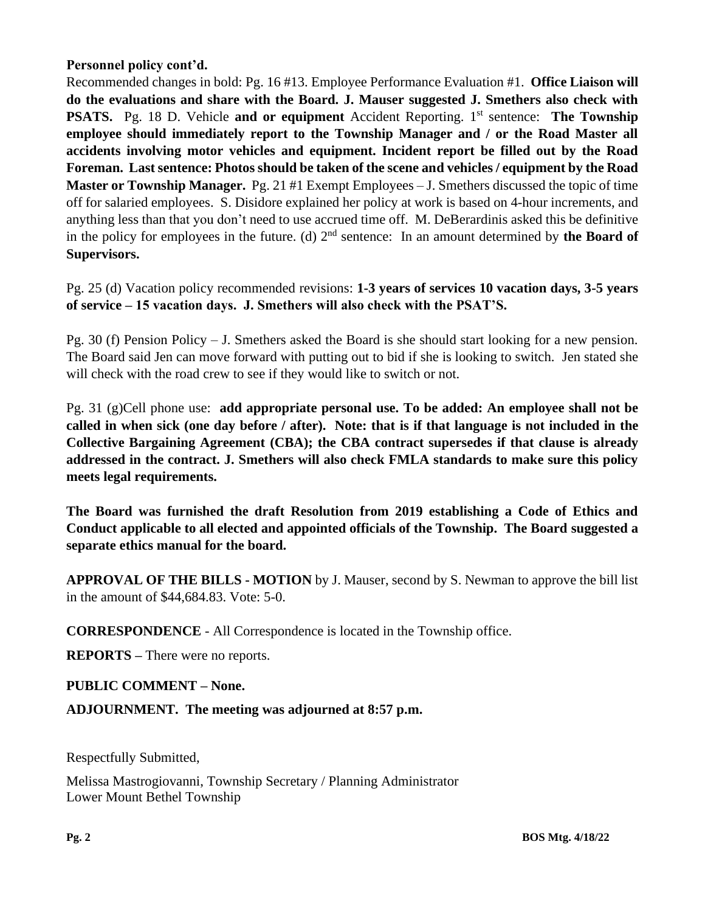**Personnel policy cont'd.**

Recommended changes in bold: Pg. 16 #13. Employee Performance Evaluation #1. **Office Liaison will do the evaluations and share with the Board. J. Mauser suggested J. Smethers also check with PSATS.** Pg. 18 D. Vehicle **and or equipment** Accident Reporting. 1st sentence: **The Township employee should immediately report to the Township Manager and / or the Road Master all accidents involving motor vehicles and equipment. Incident report be filled out by the Road Foreman. Last sentence: Photos should be taken of the scene and vehicles / equipment by the Road Master or Township Manager.** Pg. 21 #1 Exempt Employees – J. Smethers discussed the topic of time off for salaried employees. S. Disidore explained her policy at work is based on 4-hour increments, and anything less than that you don't need to use accrued time off. M. DeBerardinis asked this be definitive in the policy for employees in the future. (d) 2nd sentence: In an amount determined by **the Board of Supervisors.**

Pg. 25 (d) Vacation policy recommended revisions: **1-3 years of services 10 vacation days, 3-5 years of service – 15 vacation days. J. Smethers will also check with the PSAT'S.**

Pg. 30 (f) Pension Policy – J. Smethers asked the Board is she should start looking for a new pension. The Board said Jen can move forward with putting out to bid if she is looking to switch. Jen stated she will check with the road crew to see if they would like to switch or not.

Pg. 31 (g)Cell phone use: **add appropriate personal use. To be added: An employee shall not be called in when sick (one day before / after). Note: that is if that language is not included in the Collective Bargaining Agreement (CBA); the CBA contract supersedes if that clause is already addressed in the contract. J. Smethers will also check FMLA standards to make sure this policy meets legal requirements.**

**The Board was furnished the draft Resolution from 2019 establishing a Code of Ethics and Conduct applicable to all elected and appointed officials of the Township. The Board suggested a separate ethics manual for the board.**

**APPROVAL OF THE BILLS - MOTION** by J. Mauser, second by S. Newman to approve the bill list in the amount of $44,684.83. Vote: 5-0.

**CORRESPONDENCE** - All Correspondence is located in the Township office.

**REPORTS –** There were no reports.

**PUBLIC COMMENT – None.**

**ADJOURNMENT. The meeting was adjourned at 8:57 p.m.**

Respectfully Submitted,

Melissa Mastrogiovanni, Township Secretary / Planning Administrator
Lower Mount Bethel Township